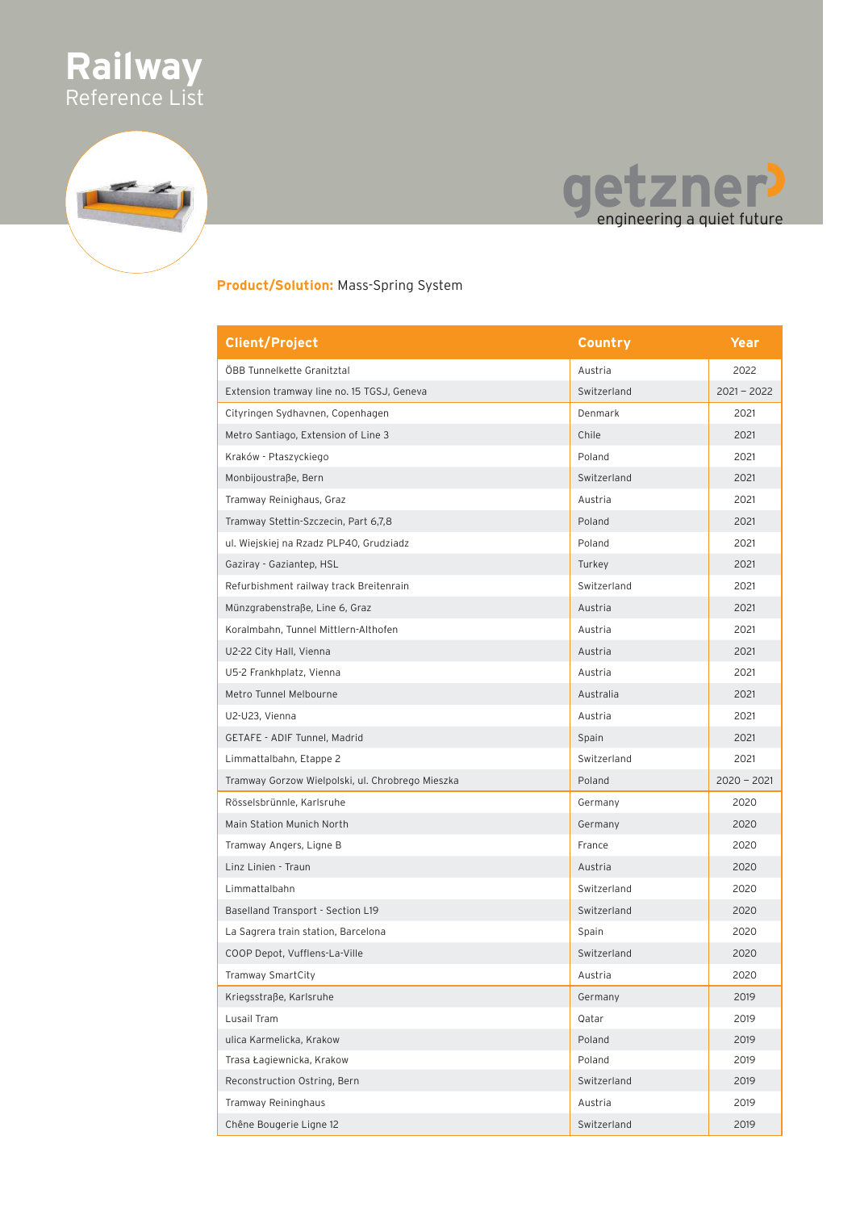# Railway
Reference List

getzner
engineering a quiet future

**Product/Solution:** Mass-Spring System

| Client/Project | Country | Year |
|---|---|---|
| ÖBB Tunnelkette Granitztal | Austria | 2022 |
| Extension tramway line no. 15 TGSJ, Geneva | Switzerland | 2021 – 2022 |
| Cityringen Sydhavnen, Copenhagen | Denmark | 2021 |
| Metro Santiago, Extension of Line 3 | Chile | 2021 |
| Kraków - Ptaszyckiego | Poland | 2021 |
| Monbijoustraβe, Bern | Switzerland | 2021 |
| Tramway Reinighaus, Graz | Austria | 2021 |
| Tramway Stettin-Szczecin, Part 6,7,8 | Poland | 2021 |
| ul. Wiejskiej na Rzadz PLP40, Grudziadz | Poland | 2021 |
| Gaziray - Gaziantep, HSL | Turkey | 2021 |
| Refurbishment railway track Breitenrain | Switzerland | 2021 |
| Münzgrabenstraβe, Line 6, Graz | Austria | 2021 |
| Koralmbahn, Tunnel Mittlern-Althofen | Austria | 2021 |
| U2-22 City Hall, Vienna | Austria | 2021 |
| U5-2 Frankhplatz, Vienna | Austria | 2021 |
| Metro Tunnel Melbourne | Australia | 2021 |
| U2-U23, Vienna | Austria | 2021 |
| GETAFE - ADIF Tunnel, Madrid | Spain | 2021 |
| Limmattalbahn, Etappe 2 | Switzerland | 2021 |
| Tramway Gorzow Wielpolski, ul. Chrobrego Mieszka | Poland | 2020 – 2021 |
| Rösselsbrünnle, Karlsruhe | Germany | 2020 |
| Main Station Munich North | Germany | 2020 |
| Tramway Angers, Ligne B | France | 2020 |
| Linz Linien - Traun | Austria | 2020 |
| Limmattalbahn | Switzerland | 2020 |
| Baselland Transport - Section L19 | Switzerland | 2020 |
| La Sagrera train station, Barcelona | Spain | 2020 |
| COOP Depot, Vufflens-La-Ville | Switzerland | 2020 |
| Tramway SmartCity | Austria | 2020 |
| Kriegsstraβe, Karlsruhe | Germany | 2019 |
| Lusail Tram | Qatar | 2019 |
| ulica Karmelicka, Krakow | Poland | 2019 |
| Trasa Łagiewnicka, Krakow | Poland | 2019 |
| Reconstruction Ostring, Bern | Switzerland | 2019 |
| Tramway Reininghaus | Austria | 2019 |
| Chêne Bougerie Ligne 12 | Switzerland | 2019 |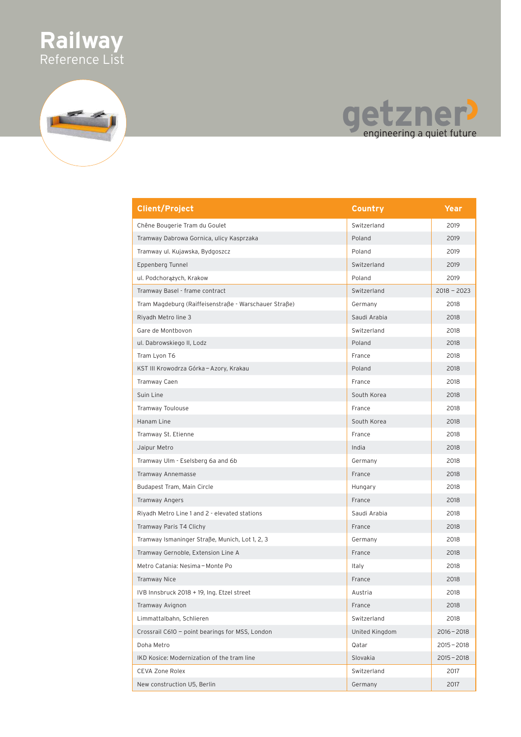# Railway

Reference List

getzner

engineering a quiet future

| Client/Project | Country | Year |
|---|---|---|
| Chêne Bougerie Tram du Goulet | Switzerland | 2019 |
| Tramway Dabrowa Gornica, ulicy Kasprzaka | Poland | 2019 |
| Tramway ul. Kujawska, Bydgoszcz | Poland | 2019 |
| Eppenberg Tunnel | Switzerland | 2019 |
| ul. Podchorążych, Krakow | Poland | 2019 |
| Tramway Basel - frame contract | Switzerland | 2018 – 2023 |
| Tram Magdeburg (Raiffeisenstraße - Warschauer Straße) | Germany | 2018 |
| Riyadh Metro line 3 | Saudi Arabia | 2018 |
| Gare de Montbovon | Switzerland | 2018 |
| ul. Dabrowskiego II, Lodz | Poland | 2018 |
| Tram Lyon T6 | France | 2018 |
| KST III Krowodrza Górka – Azory, Krakau | Poland | 2018 |
| Tramway Caen | France | 2018 |
| Suin Line | South Korea | 2018 |
| Tramway Toulouse | France | 2018 |
| Hanam Line | South Korea | 2018 |
| Tramway St. Etienne | France | 2018 |
| Jaipur Metro | India | 2018 |
| Tramway Ulm - Eselsberg 6a and 6b | Germany | 2018 |
| Tramway Annemasse | France | 2018 |
| Budapest Tram, Main Circle | Hungary | 2018 |
| Tramway Angers | France | 2018 |
| Riyadh Metro Line 1 and 2 - elevated stations | Saudi Arabia | 2018 |
| Tramway Paris T4 Clichy | France | 2018 |
| Tramway Ismaninger Straße, Munich, Lot 1, 2, 3 | Germany | 2018 |
| Tramway Gernoble, Extension Line A | France | 2018 |
| Metro Catania: Nesima – Monte Po | Italy | 2018 |
| Tramway Nice | France | 2018 |
| IVB Innsbruck 2018 + 19, Ing. Etzel street | Austria | 2018 |
| Tramway Avignon | France | 2018 |
| Limmattalbahn, Schlieren | Switzerland | 2018 |
| Crossrail C610 – point bearings for MSS, London | United Kingdom | 2016 – 2018 |
| Doha Metro | Qatar | 2015 – 2018 |
| IKD Kosice: Modernization of the tram line | Slovakia | 2015 – 2018 |
| CEVA Zone Rolex | Switzerland | 2017 |
| New construction U5, Berlin | Germany | 2017 |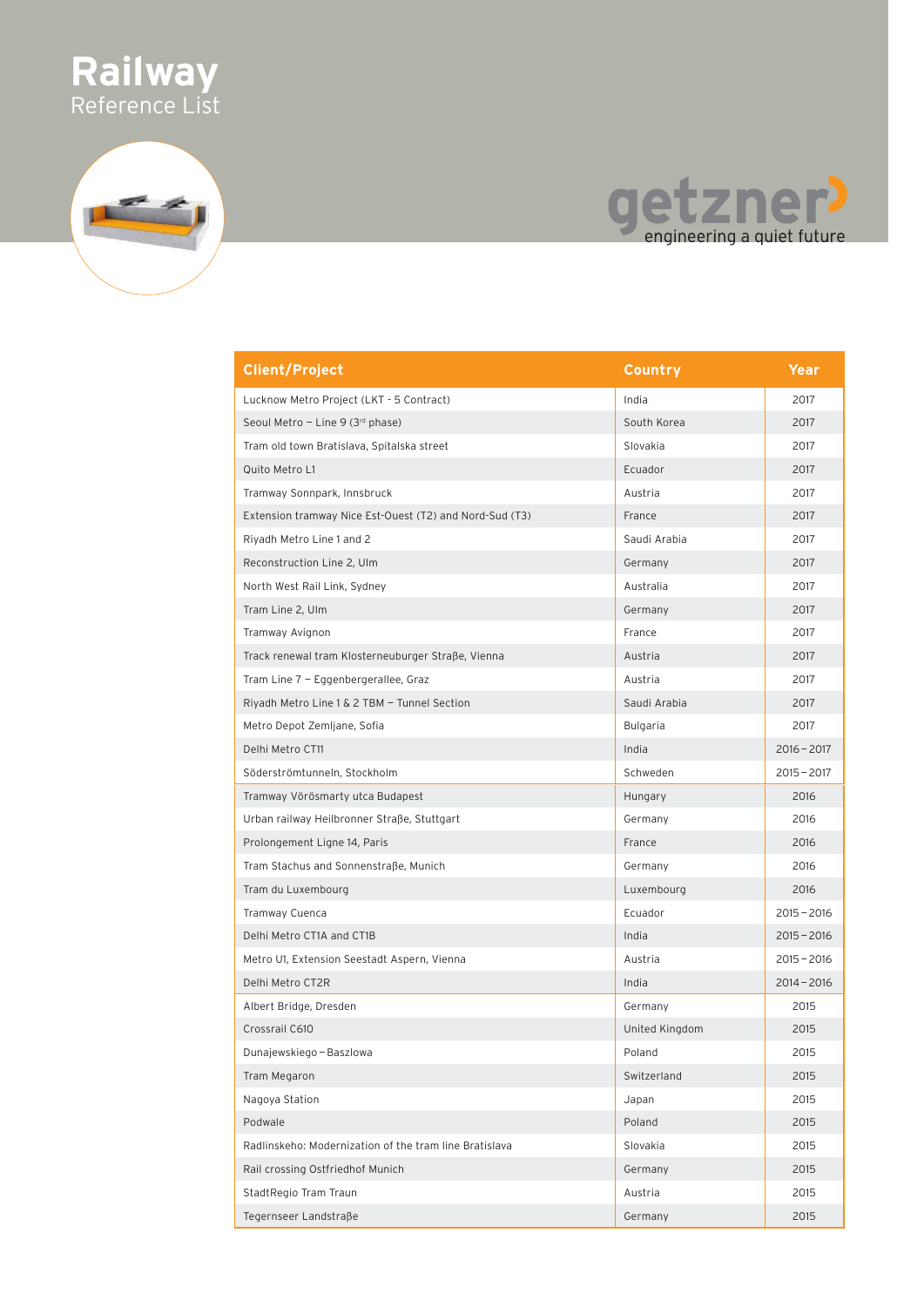# Railway
Reference List

getzner
engineering a quiet future

| Client/Project | Country | Year |
|---|---|---|
| Lucknow Metro Project (LKT - 5 Contract) | India | 2017 |
| Seoul Metro – Line 9 (3rd phase) | South Korea | 2017 |
| Tram old town Bratislava, Spitalska street | Slovakia | 2017 |
| Quito Metro L1 | Ecuador | 2017 |
| Tramway Sonnpark, Innsbruck | Austria | 2017 |
| Extension tramway Nice Est-Ouest (T2) and Nord-Sud (T3) | France | 2017 |
| Riyadh Metro Line 1 and 2 | Saudi Arabia | 2017 |
| Reconstruction Line 2, Ulm | Germany | 2017 |
| North West Rail Link, Sydney | Australia | 2017 |
| Tram Line 2, Ulm | Germany | 2017 |
| Tramway Avignon | France | 2017 |
| Track renewal tram Klosterneuburger Straße, Vienna | Austria | 2017 |
| Tram Line 7 – Eggenbergerallee, Graz | Austria | 2017 |
| Riyadh Metro Line 1 & 2 TBM – Tunnel Section | Saudi Arabia | 2017 |
| Metro Depot Zemljane, Sofia | Bulgaria | 2017 |
| Delhi Metro CT11 | India | 2016 – 2017 |
| Söderströmtunneln, Stockholm | Schweden | 2015 – 2017 |
| Tramway Vörösmarty utca Budapest | Hungary | 2016 |
| Urban railway Heilbronner Straße, Stuttgart | Germany | 2016 |
| Prolongement Ligne 14, Paris | France | 2016 |
| Tram Stachus and Sonnenstraße, Munich | Germany | 2016 |
| Tram du Luxembourg | Luxembourg | 2016 |
| Tramway Cuenca | Ecuador | 2015 – 2016 |
| Delhi Metro CT1A and CT1B | India | 2015 – 2016 |
| Metro U1, Extension Seestadt Aspern, Vienna | Austria | 2015 – 2016 |
| Delhi Metro CT2R | India | 2014 – 2016 |
| Albert Bridge, Dresden | Germany | 2015 |
| Crossrail C610 | United Kingdom | 2015 |
| Dunajewskiego – Baszlowa | Poland | 2015 |
| Tram Megaron | Switzerland | 2015 |
| Nagoya Station | Japan | 2015 |
| Podwale | Poland | 2015 |
| Radlinskeho: Modernization of the tram line Bratislava | Slovakia | 2015 |
| Rail crossing Ostfriedhof Munich | Germany | 2015 |
| StadtRegio Tram Traun | Austria | 2015 |
| Tegernseer Landstraße | Germany | 2015 |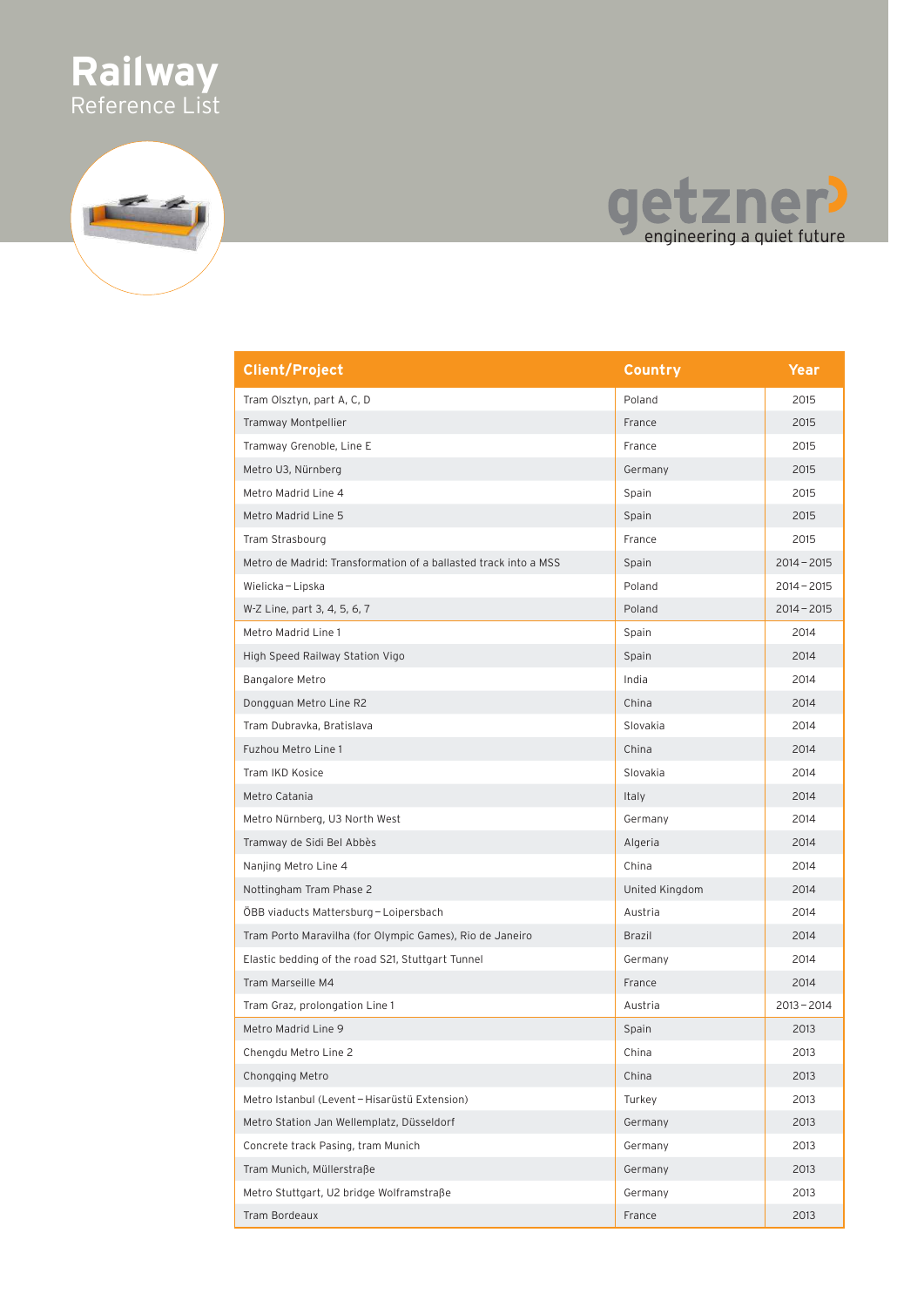# Railway
Reference List

getzner
engineering a quiet future

| Client/Project | Country | Year |
|---|---|---|
| Tram Olsztyn, part A, C, D | Poland | 2015 |
| Tramway Montpellier | France | 2015 |
| Tramway Grenoble, Line E | France | 2015 |
| Metro U3, Nürnberg | Germany | 2015 |
| Metro Madrid Line 4 | Spain | 2015 |
| Metro Madrid Line 5 | Spain | 2015 |
| Tram Strasbourg | France | 2015 |
| Metro de Madrid: Transformation of a ballasted track into a MSS | Spain | 2014 – 2015 |
| Wielicka – Lipska | Poland | 2014 – 2015 |
| W-Z Line, part 3, 4, 5, 6, 7 | Poland | 2014 – 2015 |
| Metro Madrid Line 1 | Spain | 2014 |
| High Speed Railway Station Vigo | Spain | 2014 |
| Bangalore Metro | India | 2014 |
| Dongguan Metro Line R2 | China | 2014 |
| Tram Dubravka, Bratislava | Slovakia | 2014 |
| Fuzhou Metro Line 1 | China | 2014 |
| Tram IKD Kosice | Slovakia | 2014 |
| Metro Catania | Italy | 2014 |
| Metro Nürnberg, U3 North West | Germany | 2014 |
| Tramway de Sidi Bel Abbès | Algeria | 2014 |
| Nanjing Metro Line 4 | China | 2014 |
| Nottingham Tram Phase 2 | United Kingdom | 2014 |
| ÖBB viaducts Mattersburg – Loipersbach | Austria | 2014 |
| Tram Porto Maravilha (for Olympic Games), Rio de Janeiro | Brazil | 2014 |
| Elastic bedding of the road S21, Stuttgart Tunnel | Germany | 2014 |
| Tram Marseille M4 | France | 2014 |
| Tram Graz, prolongation Line 1 | Austria | 2013 – 2014 |
| Metro Madrid Line 9 | Spain | 2013 |
| Chengdu Metro Line 2 | China | 2013 |
| Chongqing Metro | China | 2013 |
| Metro Istanbul (Levent – Hisarüstü Extension) | Turkey | 2013 |
| Metro Station Jan Wellemplatz, Düsseldorf | Germany | 2013 |
| Concrete track Pasing, tram Munich | Germany | 2013 |
| Tram Munich, Müllerstraße | Germany | 2013 |
| Metro Stuttgart, U2 bridge Wolframstraße | Germany | 2013 |
| Tram Bordeaux | France | 2013 |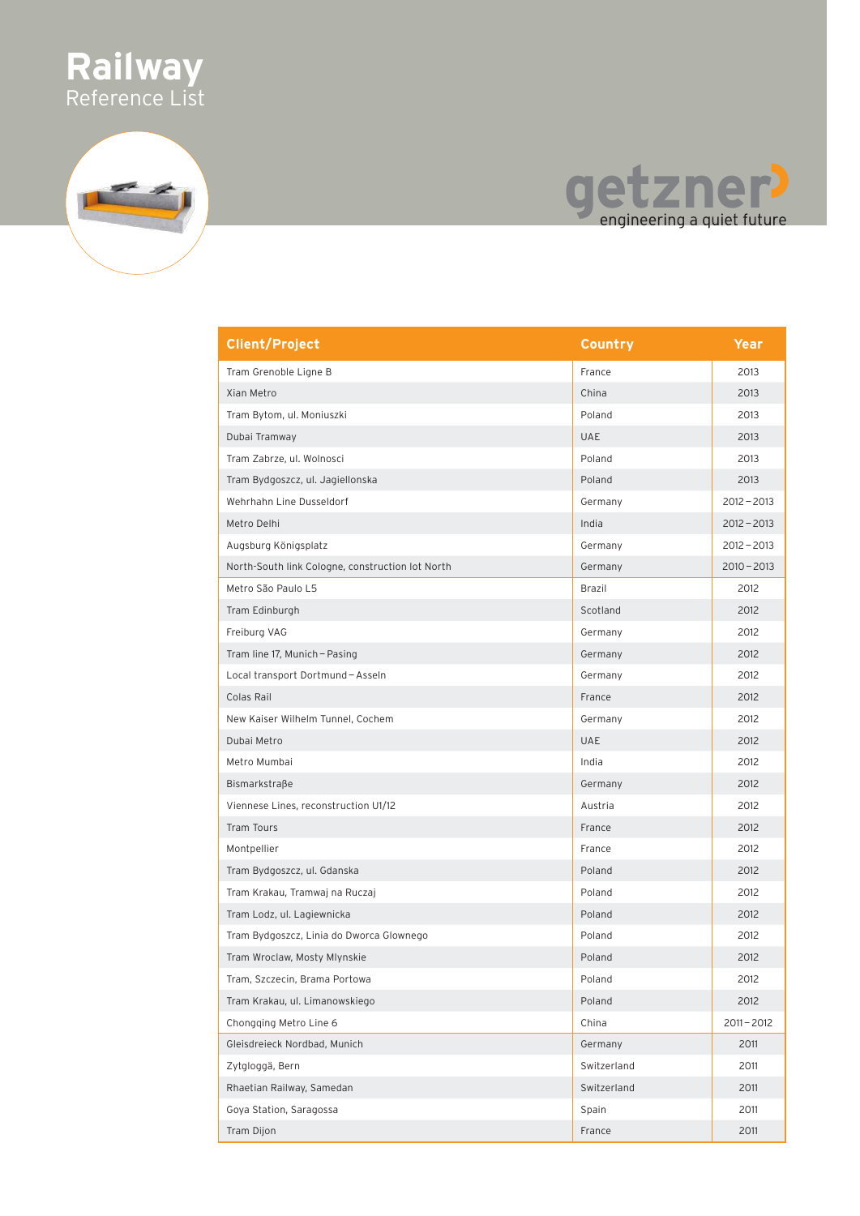# Railway

Reference List

getzner
engineering a quiet future

| Client/Project | Country | Year |
|---|---|---|
| Tram Grenoble Ligne B | France | 2013 |
| Xian Metro | China | 2013 |
| Tram Bytom, ul. Moniuszki | Poland | 2013 |
| Dubai Tramway | UAE | 2013 |
| Tram Zabrze, ul. Wolnosci | Poland | 2013 |
| Tram Bydgoszcz, ul. Jagiellonska | Poland | 2013 |
| Wehrhahn Line Dusseldorf | Germany | 2012 – 2013 |
| Metro Delhi | India | 2012 – 2013 |
| Augsburg Königsplatz | Germany | 2012 – 2013 |
| North-South link Cologne, construction lot North | Germany | 2010 – 2013 |
| Metro São Paulo L5 | Brazil | 2012 |
| Tram Edinburgh | Scotland | 2012 |
| Freiburg VAG | Germany | 2012 |
| Tram line 17, Munich – Pasing | Germany | 2012 |
| Local transport Dortmund – Asseln | Germany | 2012 |
| Colas Rail | France | 2012 |
| New Kaiser Wilhelm Tunnel, Cochem | Germany | 2012 |
| Dubai Metro | UAE | 2012 |
| Metro Mumbai | India | 2012 |
| Bismarkstraße | Germany | 2012 |
| Viennese Lines, reconstruction U1/12 | Austria | 2012 |
| Tram Tours | France | 2012 |
| Montpellier | France | 2012 |
| Tram Bydgoszcz, ul. Gdanska | Poland | 2012 |
| Tram Krakau, Tramwaj na Ruczaj | Poland | 2012 |
| Tram Lodz, ul. Lagiewnicka | Poland | 2012 |
| Tram Bydgoszcz, Linia do Dworca Glownego | Poland | 2012 |
| Tram Wroclaw, Mosty Mlynskie | Poland | 2012 |
| Tram, Szczecin, Brama Portowa | Poland | 2012 |
| Tram Krakau, ul. Limanowskiego | Poland | 2012 |
| Chongqing Metro Line 6 | China | 2011 – 2012 |
| Gleisdreieck Nordbad, Munich | Germany | 2011 |
| Zytgloggä, Bern | Switzerland | 2011 |
| Rhaetian Railway, Samedan | Switzerland | 2011 |
| Goya Station, Saragossa | Spain | 2011 |
| Tram Dijon | France | 2011 |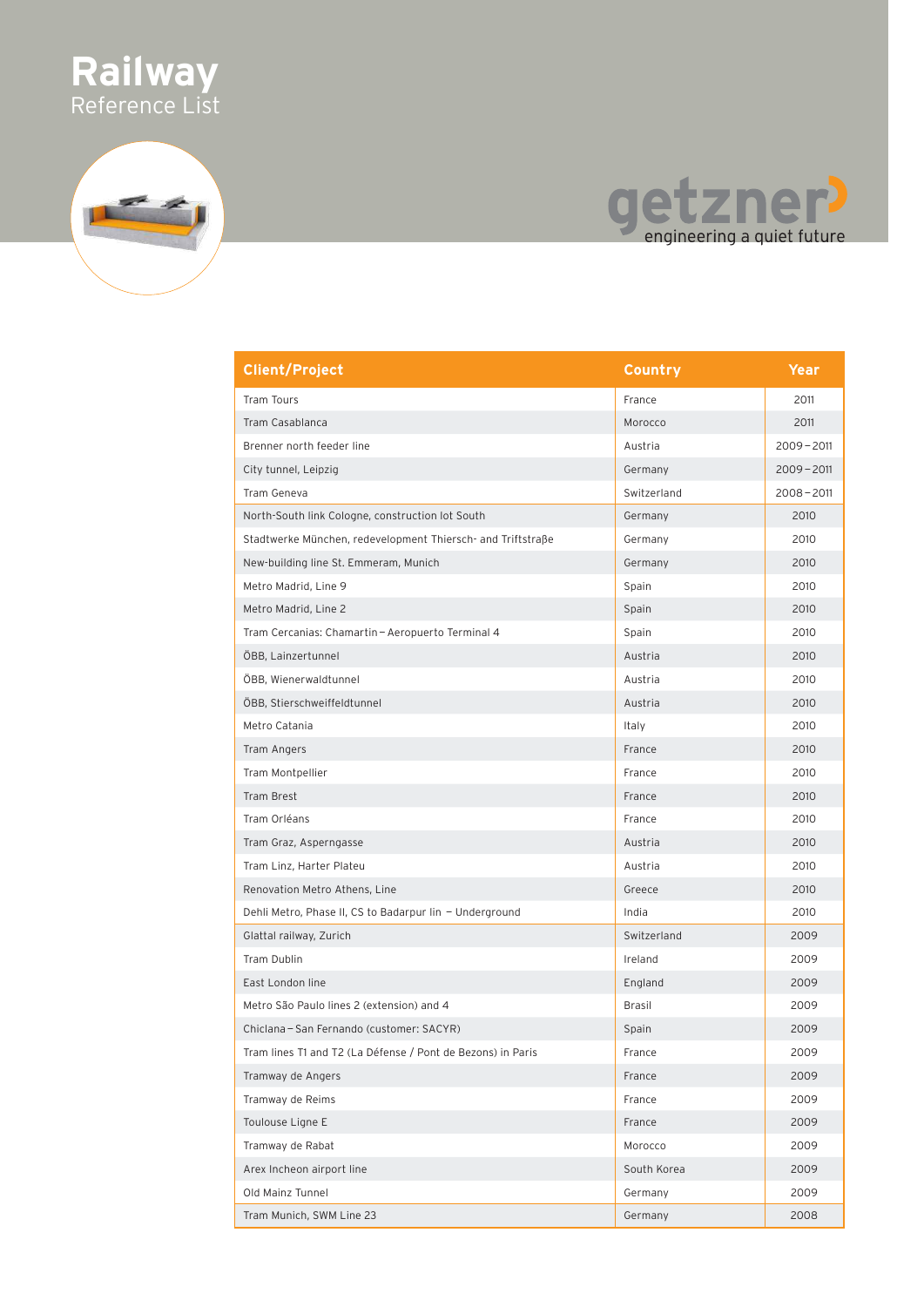# Railway
Reference List

getzner
engineering a quiet future

| Client/Project | Country | Year |
|---|---|---|
| Tram Tours | France | 2011 |
| Tram Casablanca | Morocco | 2011 |
| Brenner north feeder line | Austria | 2009 – 2011 |
| City tunnel, Leipzig | Germany | 2009 – 2011 |
| Tram Geneva | Switzerland | 2008 – 2011 |
| North-South link Cologne, construction lot South | Germany | 2010 |
| Stadtwerke München, redevelopment Thiersch- and Triftstraβe | Germany | 2010 |
| New-building line St. Emmeram, Munich | Germany | 2010 |
| Metro Madrid, Line 9 | Spain | 2010 |
| Metro Madrid, Line 2 | Spain | 2010 |
| Tram Cercanias: Chamartin – Aeropuerto Terminal 4 | Spain | 2010 |
| ÖBB, Lainzertunnel | Austria | 2010 |
| ÖBB, Wienerwaldtunnel | Austria | 2010 |
| ÖBB, Stierschweiffeldtunnel | Austria | 2010 |
| Metro Catania | Italy | 2010 |
| Tram Angers | France | 2010 |
| Tram Montpellier | France | 2010 |
| Tram Brest | France | 2010 |
| Tram Orléans | France | 2010 |
| Tram Graz, Asperngasse | Austria | 2010 |
| Tram Linz, Harter Plateu | Austria | 2010 |
| Renovation Metro Athens, Line | Greece | 2010 |
| Dehli Metro, Phase II, CS to Badarpur lin – Underground | India | 2010 |
| Glattal railway, Zurich | Switzerland | 2009 |
| Tram Dublin | Ireland | 2009 |
| East London line | England | 2009 |
| Metro São Paulo lines 2 (extension) and 4 | Brasil | 2009 |
| Chiclana – San Fernando (customer: SACYR) | Spain | 2009 |
| Tram lines T1 and T2 (La Défense / Pont de Bezons) in Paris | France | 2009 |
| Tramway de Angers | France | 2009 |
| Tramway de Reims | France | 2009 |
| Toulouse Ligne E | France | 2009 |
| Tramway de Rabat | Morocco | 2009 |
| Arex Incheon airport line | South Korea | 2009 |
| Old Mainz Tunnel | Germany | 2009 |
| Tram Munich, SWM Line 23 | Germany | 2008 |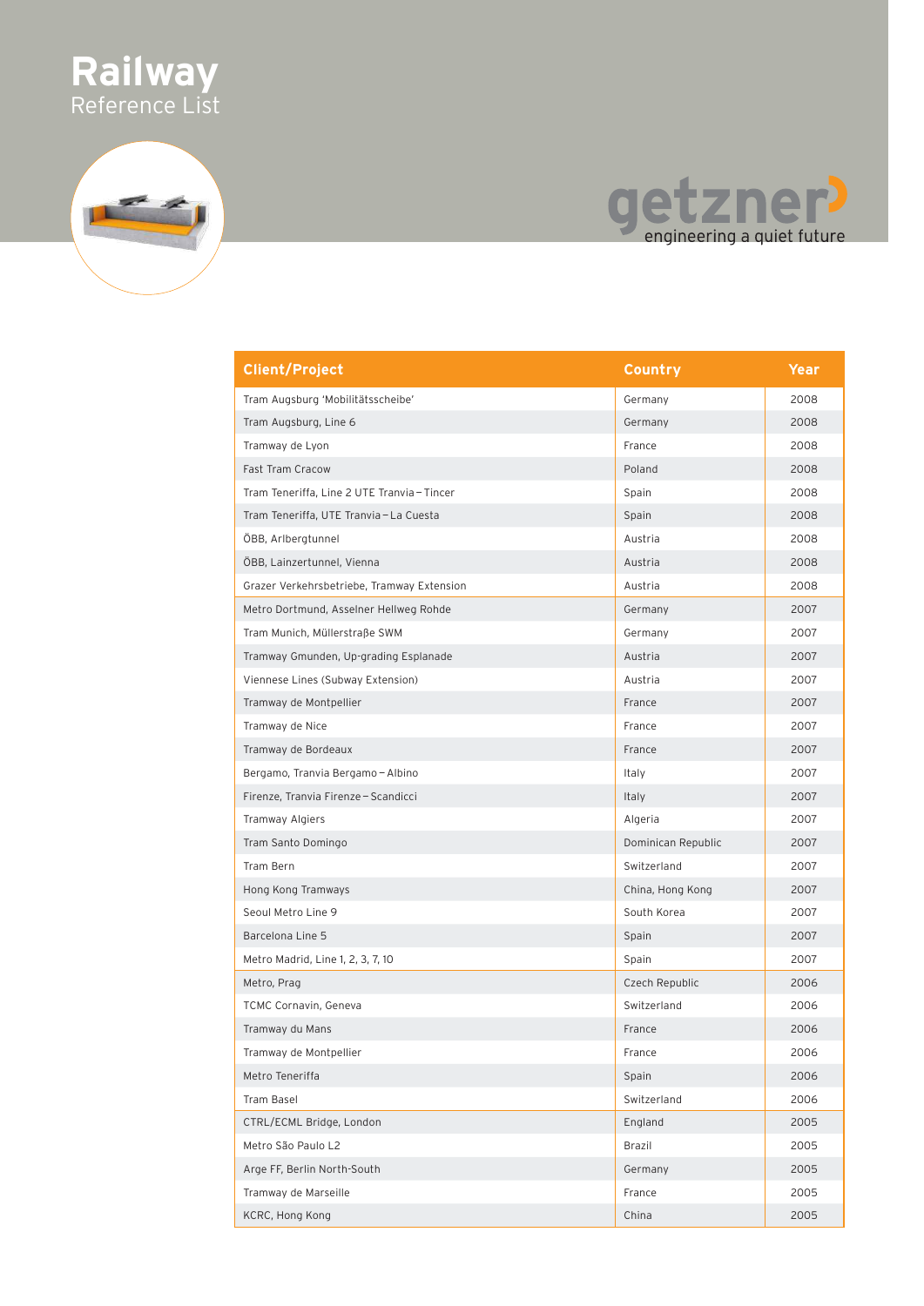# Railway

Reference List

getzner

engineering a quiet future

| Client/Project | Country | Year |
|---|---|---|
| Tram Augsburg 'Mobilitätsscheibe' | Germany | 2008 |
| Tram Augsburg, Line 6 | Germany | 2008 |
| Tramway de Lyon | France | 2008 |
| Fast Tram Cracow | Poland | 2008 |
| Tram Teneriffa, Line 2 UTE Tranvia – Tincer | Spain | 2008 |
| Tram Teneriffa, UTE Tranvia – La Cuesta | Spain | 2008 |
| ÖBB, Arlbergtunnel | Austria | 2008 |
| ÖBB, Lainzertunnel, Vienna | Austria | 2008 |
| Grazer Verkehrsbetriebe, Tramway Extension | Austria | 2008 |
| Metro Dortmund, Asselner Hellweg Rohde | Germany | 2007 |
| Tram Munich, Müllerstraβe SWM | Germany | 2007 |
| Tramway Gmunden, Up-grading Esplanade | Austria | 2007 |
| Viennese Lines (Subway Extension) | Austria | 2007 |
| Tramway de Montpellier | France | 2007 |
| Tramway de Nice | France | 2007 |
| Tramway de Bordeaux | France | 2007 |
| Bergamo, Tranvia Bergamo – Albino | Italy | 2007 |
| Firenze, Tranvia Firenze – Scandicci | Italy | 2007 |
| Tramway Algiers | Algeria | 2007 |
| Tram Santo Domingo | Dominican Republic | 2007 |
| Tram Bern | Switzerland | 2007 |
| Hong Kong Tramways | China, Hong Kong | 2007 |
| Seoul Metro Line 9 | South Korea | 2007 |
| Barcelona Line 5 | Spain | 2007 |
| Metro Madrid, Line 1, 2, 3, 7, 10 | Spain | 2007 |
| Metro, Prag | Czech Republic | 2006 |
| TCMC Cornavin, Geneva | Switzerland | 2006 |
| Tramway du Mans | France | 2006 |
| Tramway de Montpellier | France | 2006 |
| Metro Teneriffa | Spain | 2006 |
| Tram Basel | Switzerland | 2006 |
| CTRL/ECML Bridge, London | England | 2005 |
| Metro São Paulo L2 | Brazil | 2005 |
| Arge FF, Berlin North-South | Germany | 2005 |
| Tramway de Marseille | France | 2005 |
| KCRC, Hong Kong | China | 2005 |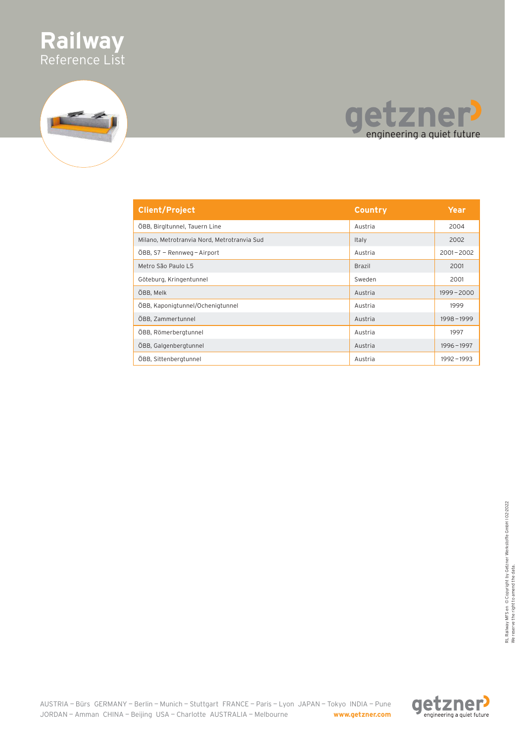# Railway
Reference List

getzner
engineering a quiet future

| Client/Project | Country | Year |
|---|---|---|
| ÖBB, Birgltunnel, Tauern Line | Austria | 2004 |
| Milano, Metrotranvia Nord, Metrotranvia Sud | Italy | 2002 |
| ÖBB, S7 – Rennweg – Airport | Austria | 2001 – 2002 |
| Metro São Paulo L5 | Brazil | 2001 |
| Göteburg, Kringentunnel | Sweden | 2001 |
| ÖBB, Melk | Austria | 1999 – 2000 |
| ÖBB, Kaponigtunnel/Ochenigtunnel | Austria | 1999 |
| ÖBB, Zammertunnel | Austria | 1998 – 1999 |
| ÖBB, Römerbergtunnel | Austria | 1997 |
| ÖBB, Galgenbergtunnel | Austria | 1996 – 1997 |
| ÖBB, Sittenbergtunnel | Austria | 1992 – 1993 |

RL Railway MFS en © Copyright by Getzner Werkstoffe GmbH | 02-2022
We reserve the right to amend the data.

AUSTRIA – Bürs GERMANY – Berlin – Munich – Stuttgart FRANCE – Paris – Lyon JAPAN – Tokyo INDIA – Pune
JORDAN – Amman CHINA – Beijing USA – Charlotte AUSTRALIA – Melbourne **www.getzner.com**

getzner
engineering a quiet future